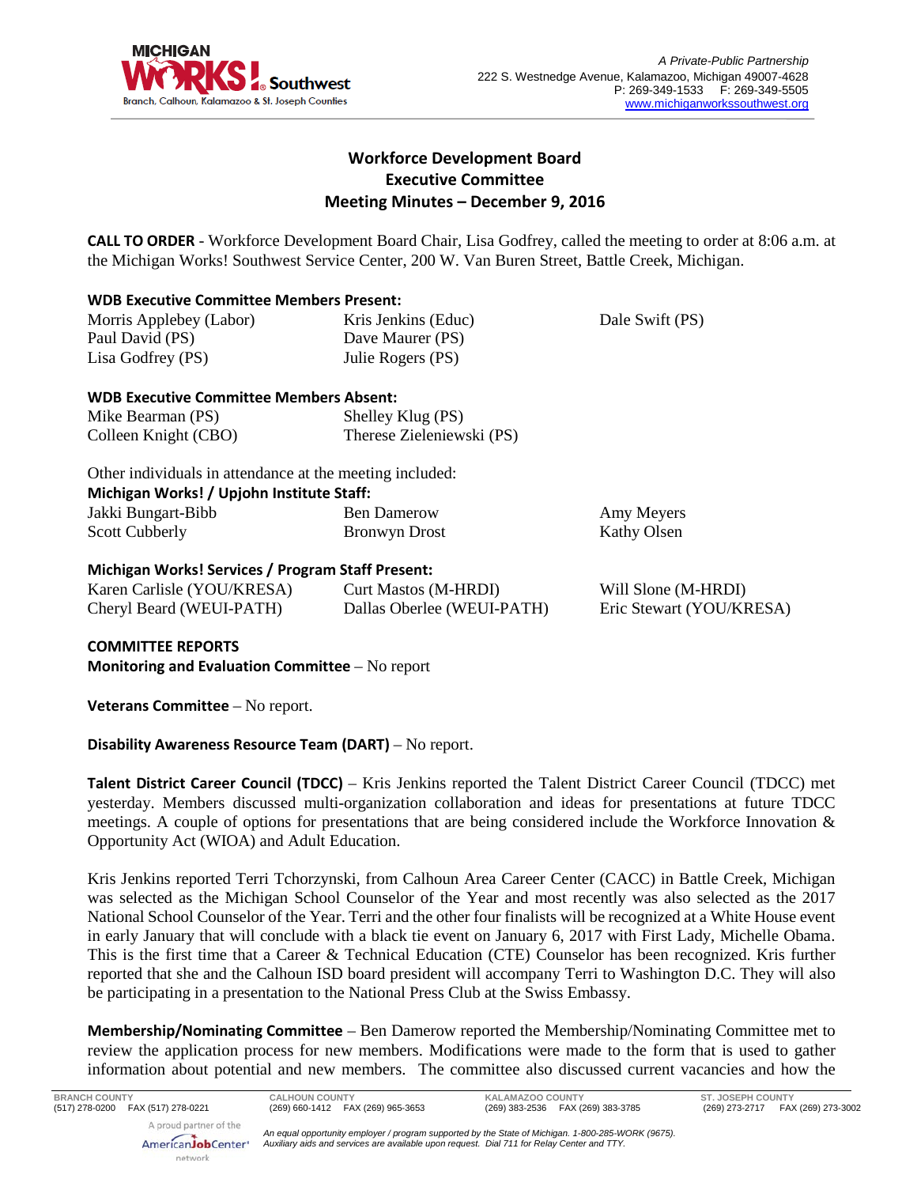A Private-Public Partnership
222 S. Westnedge Avenue, Kalamazoo, Michigan 49007-4628
P: 269-349-1533 F: 269-349-5505
www.michiganworkssouthwest.org

# Workforce Development Board
# Executive Committee
# Meeting Minutes – December 9, 2016

**CALL TO ORDER** - Workforce Development Board Chair, Lisa Godfrey, called the meeting to order at 8:06 a.m. at the Michigan Works! Southwest Service Center, 200 W. Van Buren Street, Battle Creek, Michigan.

**WDB Executive Committee Members Present:**

| | | |
|---|---|---|
| Morris Applebey (Labor) | Kris Jenkins (Educ) | Dale Swift (PS) |
| Paul David (PS) | Dave Maurer (PS) | |
| Lisa Godfrey (PS) | Julie Rogers (PS) | |

**WDB Executive Committee Members Absent:**

| | |
|---|---|
| Mike Bearman (PS) | Shelley Klug (PS) |
| Colleen Knight (CBO) | Therese Zieleniewski (PS) |

Other individuals in attendance at the meeting included:

**Michigan Works! / Upjohn Institute Staff:**

| | | |
|---|---|---|
| Jakki Bungart-Bibb | Ben Damerow | Amy Meyers |
| Scott Cubberly | Bronwyn Drost | Kathy Olsen |

**Michigan Works! Services / Program Staff Present:**

| | | |
|---|---|---|
| Karen Carlisle (YOU/KRESA) | Curt Mastos (M-HRDI) | Will Slone (M-HRDI) |
| Cheryl Beard (WEUI-PATH) | Dallas Oberlee (WEUI-PATH) | Eric Stewart (YOU/KRESA) |

**COMMITTEE REPORTS**

**Monitoring and Evaluation Committee** – No report

**Veterans Committee** – No report.

**Disability Awareness Resource Team (DART)** – No report.

**Talent District Career Council (TDCC)** – Kris Jenkins reported the Talent District Career Council (TDCC) met yesterday. Members discussed multi-organization collaboration and ideas for presentations at future TDCC meetings. A couple of options for presentations that are being considered include the Workforce Innovation & Opportunity Act (WIOA) and Adult Education.

Kris Jenkins reported Terri Tchorzynski, from Calhoun Area Career Center (CACC) in Battle Creek, Michigan was selected as the Michigan School Counselor of the Year and most recently was also selected as the 2017 National School Counselor of the Year. Terri and the other four finalists will be recognized at a White House event in early January that will conclude with a black tie event on January 6, 2017 with First Lady, Michelle Obama. This is the first time that a Career & Technical Education (CTE) Counselor has been recognized. Kris further reported that she and the Calhoun ISD board president will accompany Terri to Washington D.C. They will also be participating in a presentation to the National Press Club at the Swiss Embassy.

**Membership/Nominating Committee** – Ben Damerow reported the Membership/Nominating Committee met to review the application process for new members. Modifications were made to the form that is used to gather information about potential and new members. The committee also discussed current vacancies and how the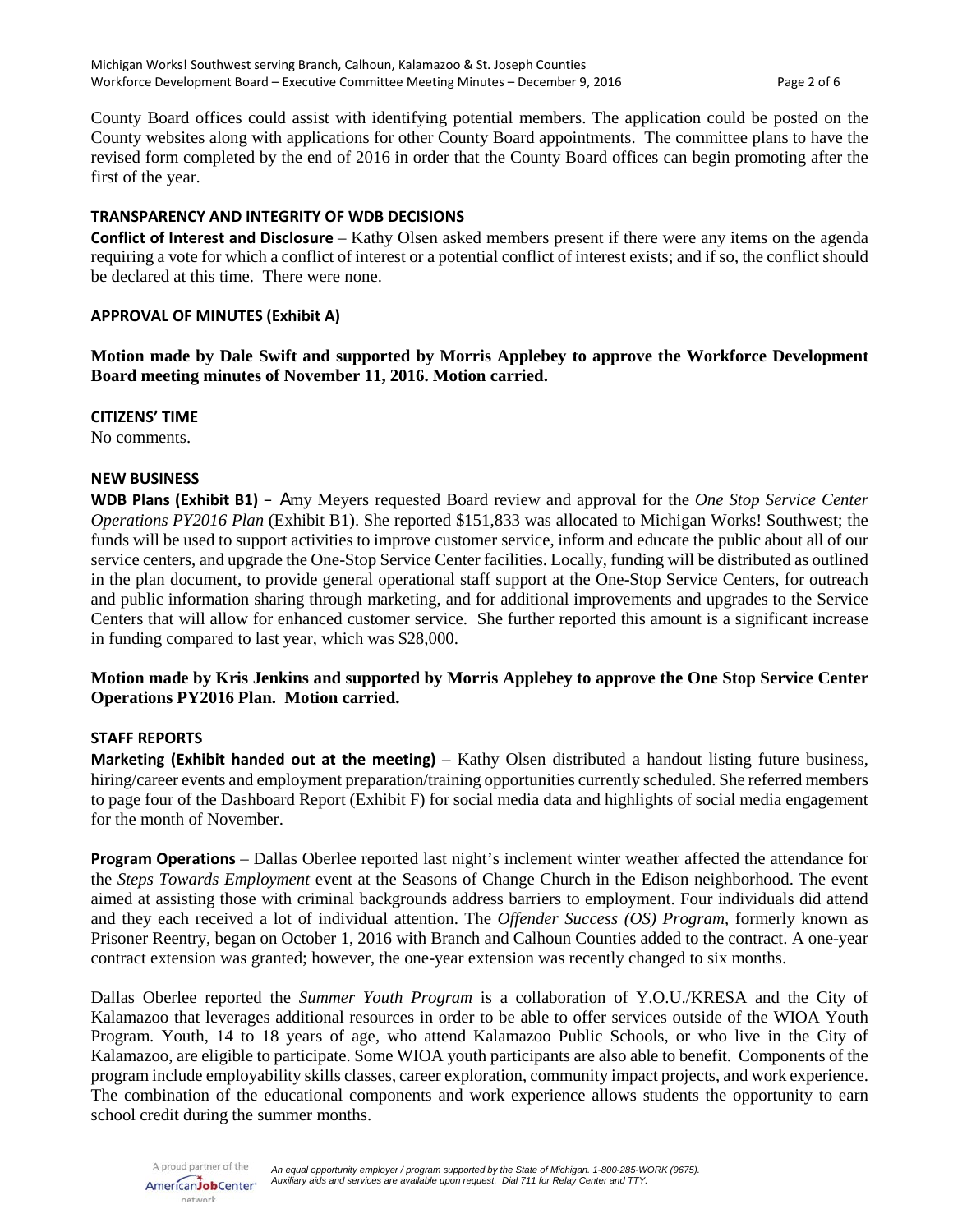County Board offices could assist with identifying potential members. The application could be posted on the County websites along with applications for other County Board appointments. The committee plans to have the revised form completed by the end of 2016 in order that the County Board offices can begin promoting after the first of the year.

### TRANSPARENCY AND INTEGRITY OF WDB DECISIONS

**Conflict of Interest and Disclosure** – Kathy Olsen asked members present if there were any items on the agenda requiring a vote for which a conflict of interest or a potential conflict of interest exists; and if so, the conflict should be declared at this time. There were none.

### APPROVAL OF MINUTES (Exhibit A)

**Motion made by Dale Swift and supported by Morris Applebey to approve the Workforce Development Board meeting minutes of November 11, 2016. Motion carried.**

### CITIZENS' TIME

No comments.

### NEW BUSINESS

**WDB Plans (Exhibit B1)** – Amy Meyers requested Board review and approval for the *One Stop Service Center Operations PY2016 Plan* (Exhibit B1). She reported $151,833 was allocated to Michigan Works! Southwest; the funds will be used to support activities to improve customer service, inform and educate the public about all of our service centers, and upgrade the One-Stop Service Center facilities. Locally, funding will be distributed as outlined in the plan document, to provide general operational staff support at the One-Stop Service Centers, for outreach and public information sharing through marketing, and for additional improvements and upgrades to the Service Centers that will allow for enhanced customer service. She further reported this amount is a significant increase in funding compared to last year, which was $28,000.

**Motion made by Kris Jenkins and supported by Morris Applebey to approve the One Stop Service Center Operations PY2016 Plan. Motion carried.**

### STAFF REPORTS

**Marketing (Exhibit handed out at the meeting)** – Kathy Olsen distributed a handout listing future business, hiring/career events and employment preparation/training opportunities currently scheduled. She referred members to page four of the Dashboard Report (Exhibit F) for social media data and highlights of social media engagement for the month of November.

**Program Operations** – Dallas Oberlee reported last night's inclement winter weather affected the attendance for the *Steps Towards Employment* event at the Seasons of Change Church in the Edison neighborhood. The event aimed at assisting those with criminal backgrounds address barriers to employment. Four individuals did attend and they each received a lot of individual attention. The *Offender Success (OS) Program*, formerly known as Prisoner Reentry, began on October 1, 2016 with Branch and Calhoun Counties added to the contract. A one-year contract extension was granted; however, the one-year extension was recently changed to six months.

Dallas Oberlee reported the *Summer Youth Program* is a collaboration of Y.O.U./KRESA and the City of Kalamazoo that leverages additional resources in order to be able to offer services outside of the WIOA Youth Program. Youth, 14 to 18 years of age, who attend Kalamazoo Public Schools, or who live in the City of Kalamazoo, are eligible to participate. Some WIOA youth participants are also able to benefit. Components of the program include employability skills classes, career exploration, community impact projects, and work experience. The combination of the educational components and work experience allows students the opportunity to earn school credit during the summer months.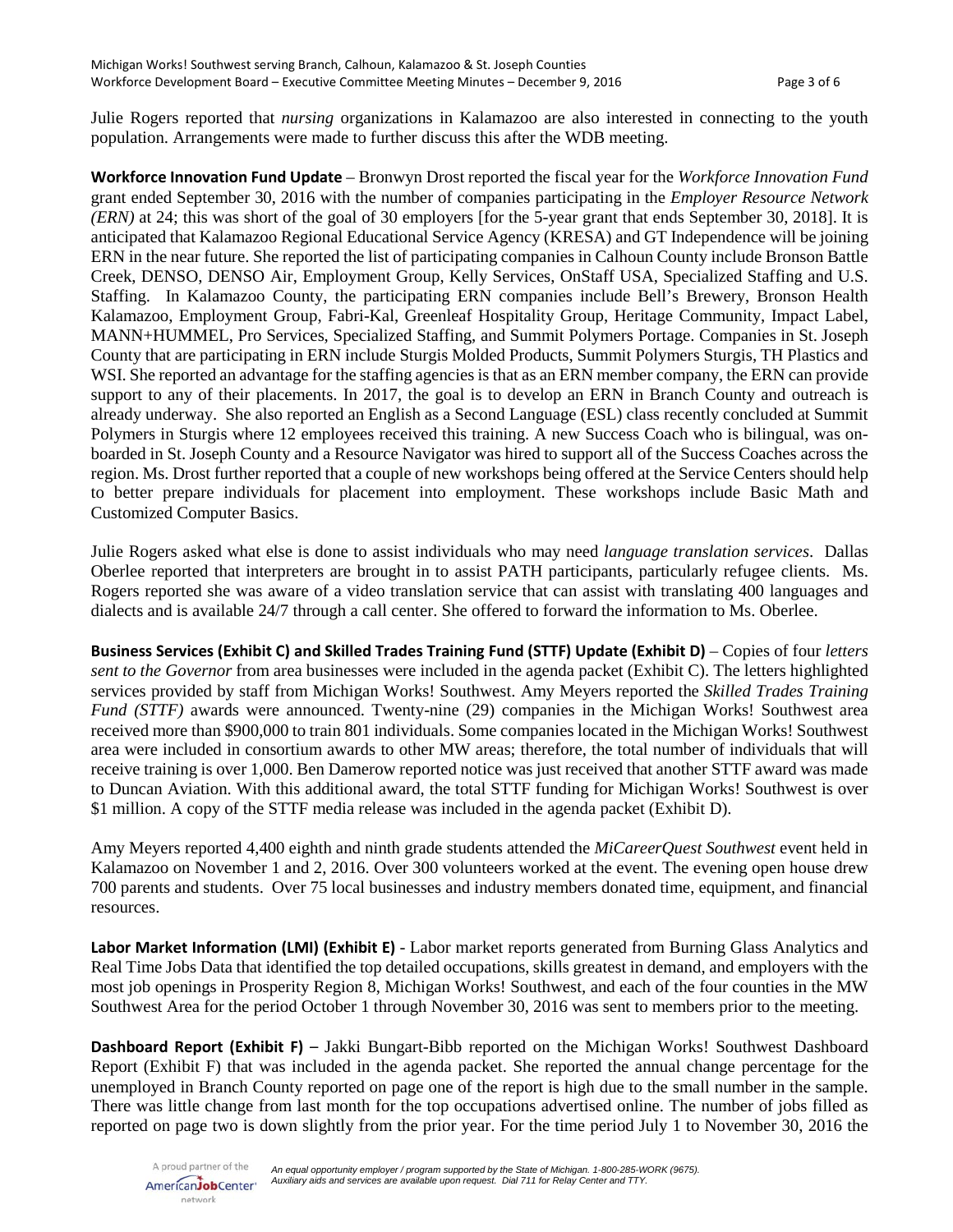Julie Rogers reported that *nursing* organizations in Kalamazoo are also interested in connecting to the youth population. Arrangements were made to further discuss this after the WDB meeting.

**Workforce Innovation Fund Update** – Bronwyn Drost reported the fiscal year for the *Workforce Innovation Fund* grant ended September 30, 2016 with the number of companies participating in the *Employer Resource Network (ERN)* at 24; this was short of the goal of 30 employers [for the 5-year grant that ends September 30, 2018]. It is anticipated that Kalamazoo Regional Educational Service Agency (KRESA) and GT Independence will be joining ERN in the near future. She reported the list of participating companies in Calhoun County include Bronson Battle Creek, DENSO, DENSO Air, Employment Group, Kelly Services, OnStaff USA, Specialized Staffing and U.S. Staffing. In Kalamazoo County, the participating ERN companies include Bell's Brewery, Bronson Health Kalamazoo, Employment Group, Fabri-Kal, Greenleaf Hospitality Group, Heritage Community, Impact Label, MANN+HUMMEL, Pro Services, Specialized Staffing, and Summit Polymers Portage. Companies in St. Joseph County that are participating in ERN include Sturgis Molded Products, Summit Polymers Sturgis, TH Plastics and WSI. She reported an advantage for the staffing agencies is that as an ERN member company, the ERN can provide support to any of their placements. In 2017, the goal is to develop an ERN in Branch County and outreach is already underway. She also reported an English as a Second Language (ESL) class recently concluded at Summit Polymers in Sturgis where 12 employees received this training. A new Success Coach who is bilingual, was on-boarded in St. Joseph County and a Resource Navigator was hired to support all of the Success Coaches across the region. Ms. Drost further reported that a couple of new workshops being offered at the Service Centers should help to better prepare individuals for placement into employment. These workshops include Basic Math and Customized Computer Basics.

Julie Rogers asked what else is done to assist individuals who may need *language translation services*. Dallas Oberlee reported that interpreters are brought in to assist PATH participants, particularly refugee clients. Ms. Rogers reported she was aware of a video translation service that can assist with translating 400 languages and dialects and is available 24/7 through a call center. She offered to forward the information to Ms. Oberlee.

**Business Services (Exhibit C) and Skilled Trades Training Fund (STTF) Update (Exhibit D)** – Copies of four *letters sent to the Governor* from area businesses were included in the agenda packet (Exhibit C). The letters highlighted services provided by staff from Michigan Works! Southwest. Amy Meyers reported the *Skilled Trades Training Fund (STTF)* awards were announced. Twenty-nine (29) companies in the Michigan Works! Southwest area received more than $900,000 to train 801 individuals. Some companies located in the Michigan Works! Southwest area were included in consortium awards to other MW areas; therefore, the total number of individuals that will receive training is over 1,000. Ben Damerow reported notice was just received that another STTF award was made to Duncan Aviation. With this additional award, the total STTF funding for Michigan Works! Southwest is over $1 million. A copy of the STTF media release was included in the agenda packet (Exhibit D).

Amy Meyers reported 4,400 eighth and ninth grade students attended the *MiCareerQuest Southwest* event held in Kalamazoo on November 1 and 2, 2016. Over 300 volunteers worked at the event. The evening open house drew 700 parents and students. Over 75 local businesses and industry members donated time, equipment, and financial resources.

**Labor Market Information (LMI) (Exhibit E)** - Labor market reports generated from Burning Glass Analytics and Real Time Jobs Data that identified the top detailed occupations, skills greatest in demand, and employers with the most job openings in Prosperity Region 8, Michigan Works! Southwest, and each of the four counties in the MW Southwest Area for the period October 1 through November 30, 2016 was sent to members prior to the meeting.

**Dashboard Report (Exhibit F)** – Jakki Bungart-Bibb reported on the Michigan Works! Southwest Dashboard Report (Exhibit F) that was included in the agenda packet. She reported the annual change percentage for the unemployed in Branch County reported on page one of the report is high due to the small number in the sample. There was little change from last month for the top occupations advertised online. The number of jobs filled as reported on page two is down slightly from the prior year. For the time period July 1 to November 30, 2016 the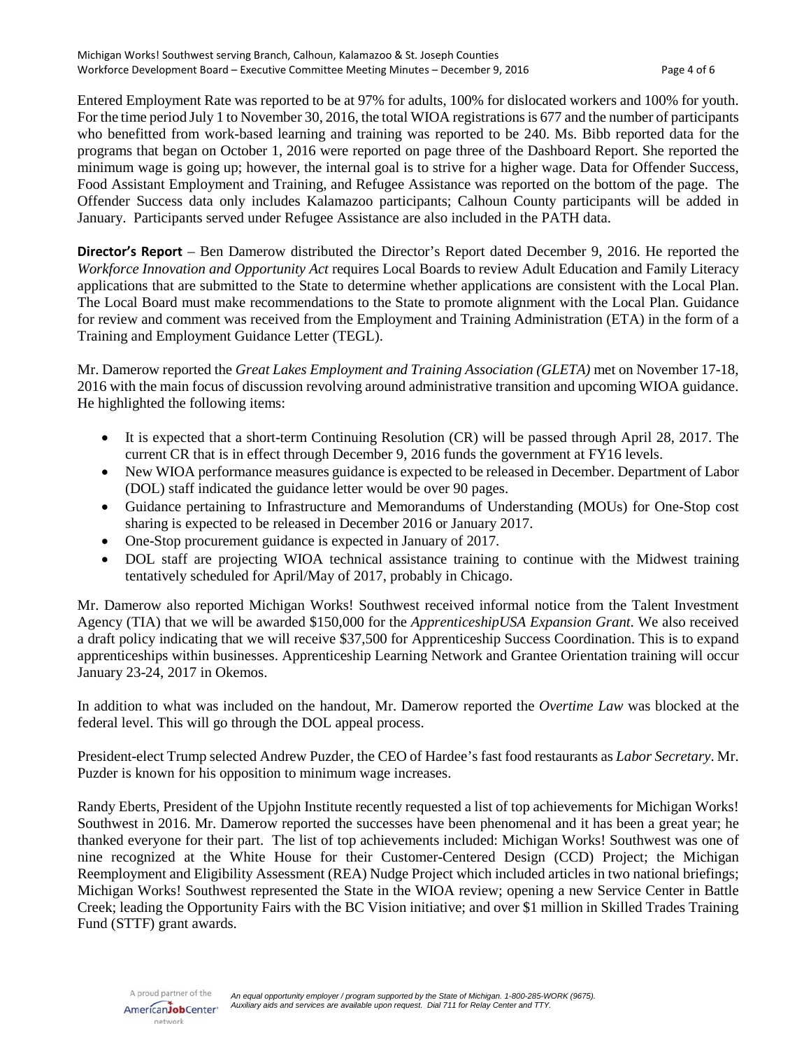Entered Employment Rate was reported to be at 97% for adults, 100% for dislocated workers and 100% for youth. For the time period July 1 to November 30, 2016, the total WIOA registrations is 677 and the number of participants who benefitted from work-based learning and training was reported to be 240. Ms. Bibb reported data for the programs that began on October 1, 2016 were reported on page three of the Dashboard Report. She reported the minimum wage is going up; however, the internal goal is to strive for a higher wage. Data for Offender Success, Food Assistant Employment and Training, and Refugee Assistance was reported on the bottom of the page. The Offender Success data only includes Kalamazoo participants; Calhoun County participants will be added in January. Participants served under Refugee Assistance are also included in the PATH data.

**Director's Report** – Ben Damerow distributed the Director's Report dated December 9, 2016. He reported the *Workforce Innovation and Opportunity Act* requires Local Boards to review Adult Education and Family Literacy applications that are submitted to the State to determine whether applications are consistent with the Local Plan. The Local Board must make recommendations to the State to promote alignment with the Local Plan. Guidance for review and comment was received from the Employment and Training Administration (ETA) in the form of a Training and Employment Guidance Letter (TEGL).

Mr. Damerow reported the *Great Lakes Employment and Training Association (GLETA)* met on November 17-18, 2016 with the main focus of discussion revolving around administrative transition and upcoming WIOA guidance. He highlighted the following items:

- It is expected that a short-term Continuing Resolution (CR) will be passed through April 28, 2017. The current CR that is in effect through December 9, 2016 funds the government at FY16 levels.
- New WIOA performance measures guidance is expected to be released in December. Department of Labor (DOL) staff indicated the guidance letter would be over 90 pages.
- Guidance pertaining to Infrastructure and Memorandums of Understanding (MOUs) for One-Stop cost sharing is expected to be released in December 2016 or January 2017.
- One-Stop procurement guidance is expected in January of 2017.
- DOL staff are projecting WIOA technical assistance training to continue with the Midwest training tentatively scheduled for April/May of 2017, probably in Chicago.

Mr. Damerow also reported Michigan Works! Southwest received informal notice from the Talent Investment Agency (TIA) that we will be awarded $150,000 for the *ApprenticeshipUSA Expansion Grant*. We also received a draft policy indicating that we will receive $37,500 for Apprenticeship Success Coordination. This is to expand apprenticeships within businesses. Apprenticeship Learning Network and Grantee Orientation training will occur January 23-24, 2017 in Okemos.

In addition to what was included on the handout, Mr. Damerow reported the *Overtime Law* was blocked at the federal level. This will go through the DOL appeal process.

President-elect Trump selected Andrew Puzder, the CEO of Hardee's fast food restaurants as *Labor Secretary*. Mr. Puzder is known for his opposition to minimum wage increases.

Randy Eberts, President of the Upjohn Institute recently requested a list of top achievements for Michigan Works! Southwest in 2016. Mr. Damerow reported the successes have been phenomenal and it has been a great year; he thanked everyone for their part. The list of top achievements included: Michigan Works! Southwest was one of nine recognized at the White House for their Customer-Centered Design (CCD) Project; the Michigan Reemployment and Eligibility Assessment (REA) Nudge Project which included articles in two national briefings; Michigan Works! Southwest represented the State in the WIOA review; opening a new Service Center in Battle Creek; leading the Opportunity Fairs with the BC Vision initiative; and over $1 million in Skilled Trades Training Fund (STTF) grant awards.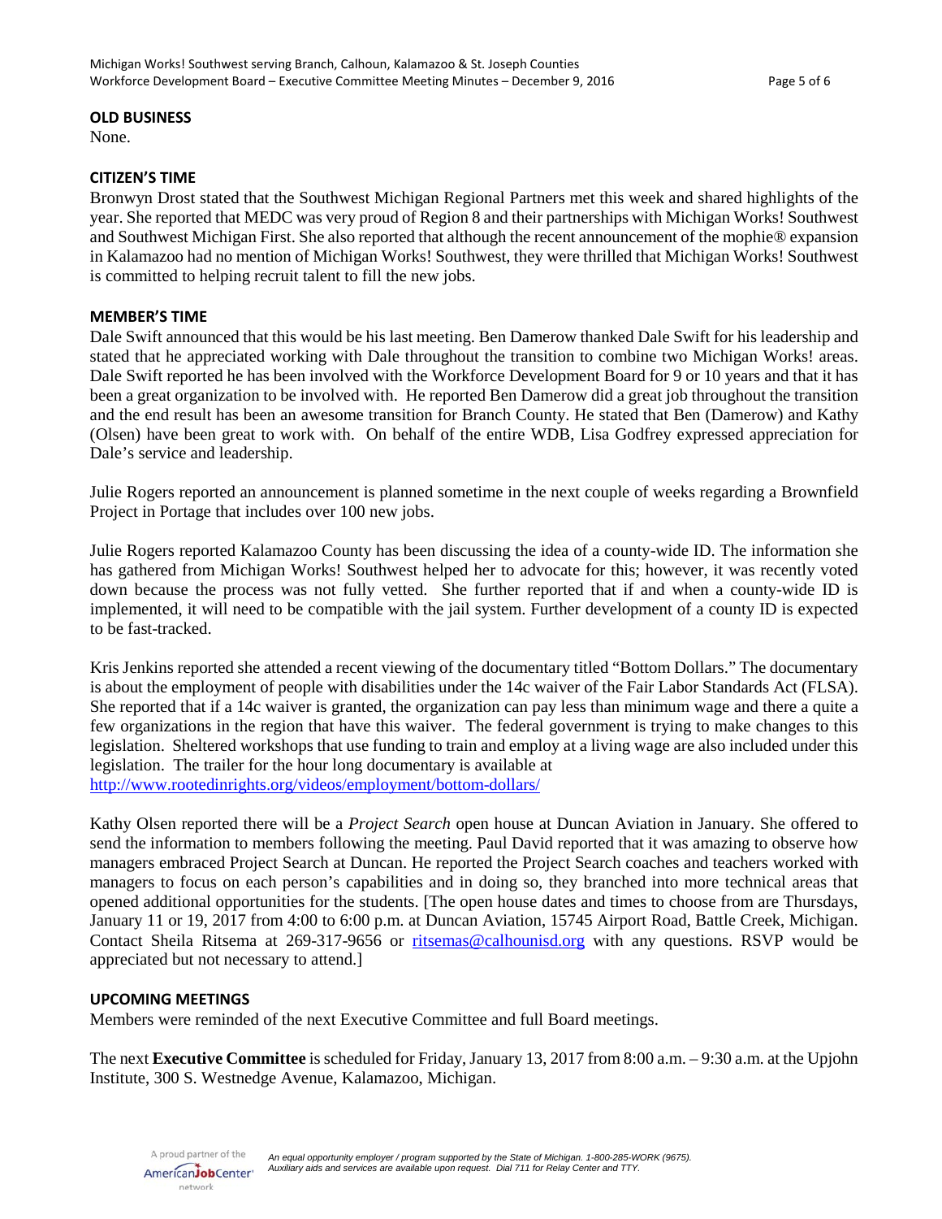## OLD BUSINESS

None.

## CITIZEN'S TIME

Bronwyn Drost stated that the Southwest Michigan Regional Partners met this week and shared highlights of the year. She reported that MEDC was very proud of Region 8 and their partnerships with Michigan Works! Southwest and Southwest Michigan First. She also reported that although the recent announcement of the mophie® expansion in Kalamazoo had no mention of Michigan Works! Southwest, they were thrilled that Michigan Works! Southwest is committed to helping recruit talent to fill the new jobs.

## MEMBER'S TIME

Dale Swift announced that this would be his last meeting. Ben Damerow thanked Dale Swift for his leadership and stated that he appreciated working with Dale throughout the transition to combine two Michigan Works! areas. Dale Swift reported he has been involved with the Workforce Development Board for 9 or 10 years and that it has been a great organization to be involved with. He reported Ben Damerow did a great job throughout the transition and the end result has been an awesome transition for Branch County. He stated that Ben (Damerow) and Kathy (Olsen) have been great to work with. On behalf of the entire WDB, Lisa Godfrey expressed appreciation for Dale's service and leadership.

Julie Rogers reported an announcement is planned sometime in the next couple of weeks regarding a Brownfield Project in Portage that includes over 100 new jobs.

Julie Rogers reported Kalamazoo County has been discussing the idea of a county-wide ID. The information she has gathered from Michigan Works! Southwest helped her to advocate for this; however, it was recently voted down because the process was not fully vetted. She further reported that if and when a county-wide ID is implemented, it will need to be compatible with the jail system. Further development of a county ID is expected to be fast-tracked.

Kris Jenkins reported she attended a recent viewing of the documentary titled "Bottom Dollars." The documentary is about the employment of people with disabilities under the 14c waiver of the Fair Labor Standards Act (FLSA). She reported that if a 14c waiver is granted, the organization can pay less than minimum wage and there a quite a few organizations in the region that have this waiver. The federal government is trying to make changes to this legislation. Sheltered workshops that use funding to train and employ at a living wage are also included under this legislation. The trailer for the hour long documentary is available at http://www.rootedinrights.org/videos/employment/bottom-dollars/

Kathy Olsen reported there will be a *Project Search* open house at Duncan Aviation in January. She offered to send the information to members following the meeting. Paul David reported that it was amazing to observe how managers embraced Project Search at Duncan. He reported the Project Search coaches and teachers worked with managers to focus on each person's capabilities and in doing so, they branched into more technical areas that opened additional opportunities for the students. [The open house dates and times to choose from are Thursdays, January 11 or 19, 2017 from 4:00 to 6:00 p.m. at Duncan Aviation, 15745 Airport Road, Battle Creek, Michigan. Contact Sheila Ritsema at 269-317-9656 or ritsemas@calhounisd.org with any questions. RSVP would be appreciated but not necessary to attend.]

## UPCOMING MEETINGS

Members were reminded of the next Executive Committee and full Board meetings.

The next **Executive Committee** is scheduled for Friday, January 13, 2017 from 8:00 a.m. – 9:30 a.m. at the Upjohn Institute, 300 S. Westnedge Avenue, Kalamazoo, Michigan.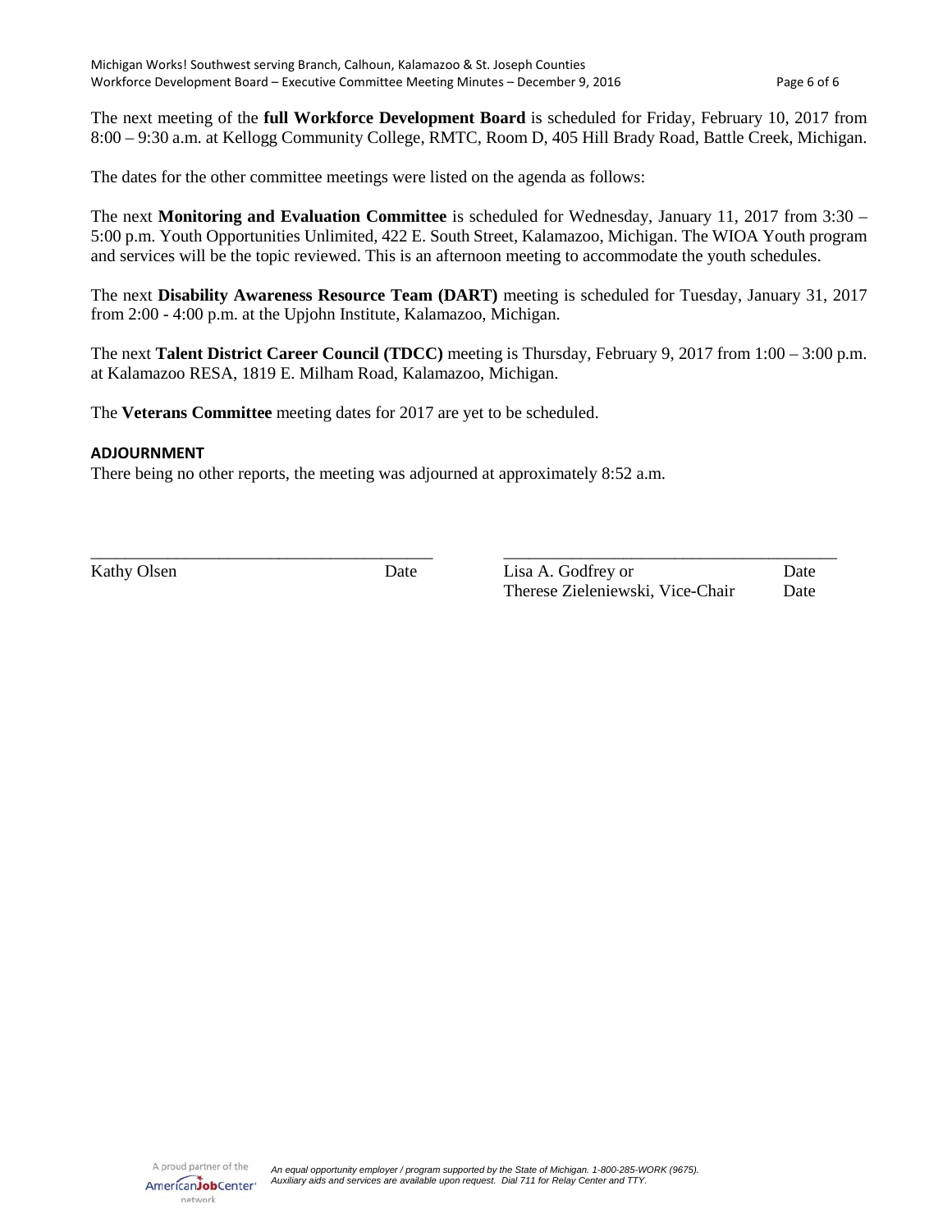The next meeting of the **full Workforce Development Board** is scheduled for Friday, February 10, 2017 from 8:00 – 9:30 a.m. at Kellogg Community College, RMTC, Room D, 405 Hill Brady Road, Battle Creek, Michigan.

The dates for the other committee meetings were listed on the agenda as follows:

The next **Monitoring and Evaluation Committee** is scheduled for Wednesday, January 11, 2017 from 3:30 – 5:00 p.m. Youth Opportunities Unlimited, 422 E. South Street, Kalamazoo, Michigan. The WIOA Youth program and services will be the topic reviewed. This is an afternoon meeting to accommodate the youth schedules.

The next **Disability Awareness Resource Team (DART)** meeting is scheduled for Tuesday, January 31, 2017 from 2:00 - 4:00 p.m. at the Upjohn Institute, Kalamazoo, Michigan.

The next **Talent District Career Council (TDCC)** meeting is Thursday, February 9, 2017 from 1:00 – 3:00 p.m. at Kalamazoo RESA, 1819 E. Milham Road, Kalamazoo, Michigan.

The **Veterans Committee** meeting dates for 2017 are yet to be scheduled.

**ADJOURNMENT**

There being no other reports, the meeting was adjourned at approximately 8:52 a.m.

\_\_\_\_\_\_\_\_\_\_\_\_\_\_\_\_\_\_\_\_\_\_\_\_\_\_\_\_\_\_\_\_\_\_\_\_\_\_\_\_

Kathy Olsen Date

\_\_\_\_\_\_\_\_\_\_\_\_\_\_\_\_\_\_\_\_\_\_\_\_\_\_\_\_\_\_\_\_\_\_\_\_\_\_\_\_

Lisa A. Godfrey or Date
Therese Zieleniewski, Vice-Chair Date

A proud partner of the AmericanJobCenter network

*An equal opportunity employer / program supported by the State of Michigan. 1-800-285-WORK (9675). Auxiliary aids and services are available upon request. Dial 711 for Relay Center and TTY.*